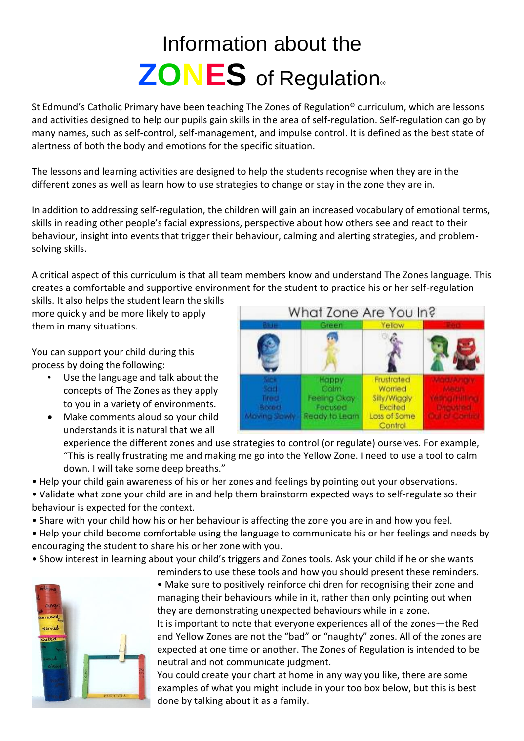# Information about the ZONES of Regulation®

St Edmund's Catholic Primary have been teaching The Zones of Regulation® curriculum, which are lessons and activities designed to help our pupils gain skills in the area of self-regulation. Self-regulation can go by many names, such as self-control, self-management, and impulse control. It is defined as the best state of alertness of both the body and emotions for the specific situation.

The lessons and learning activities are designed to help the students recognise when they are in the different zones as well as learn how to use strategies to change or stay in the zone they are in.

In addition to addressing self-regulation, the children will gain an increased vocabulary of emotional terms, skills in reading other people's facial expressions, perspective about how others see and react to their behaviour, insight into events that trigger their behaviour, calming and alerting strategies, and problem-solving skills.

A critical aspect of this curriculum is that all team members know and understand The Zones language. This creates a comfortable and supportive environment for the student to practice his or her self-regulation skills. It also helps the student learn the skills more quickly and be more likely to apply them in many situations.

**What Zone Are You In?**

| Blue | Green | Yellow | Red |
|---|---|---|---|
| Sick<br>Sad<br>Tired<br>Bored<br>Moving Slowly | Happy<br>Calm<br>Feeling Okay<br>Focused<br>Ready to Learn | Frustrated<br>Worried<br>Silly/Wiggly<br>Excited<br>Loss of Some Control | Mad/Angry<br>Mean<br>Yelling/Hitting<br>Disgusted<br>Out of Control |

You can support your child during this process by doing the following:

- Use the language and talk about the concepts of The Zones as they apply to you in a variety of environments.
- Make comments aloud so your child understands it is natural that we all experience the different zones and use strategies to control (or regulate) ourselves. For example, "This is really frustrating me and making me go into the Yellow Zone. I need to use a tool to calm down. I will take some deep breaths."
- Help your child gain awareness of his or her zones and feelings by pointing out your observations.
- Validate what zone your child are in and help them brainstorm expected ways to self-regulate so their behaviour is expected for the context.
- Share with your child how his or her behaviour is affecting the zone you are in and how you feel.
- Help your child become comfortable using the language to communicate his or her feelings and needs by encouraging the student to share his or her zone with you.
- Show interest in learning about your child's triggers and Zones tools. Ask your child if he or she wants reminders to use these tools and how you should present these reminders.
- Make sure to positively reinforce children for recognising their zone and managing their behaviours while in it, rather than only pointing out when they are demonstrating unexpected behaviours while in a zone.

It is important to note that everyone experiences all of the zones—the Red and Yellow Zones are not the "bad" or "naughty" zones. All of the zones are expected at one time or another. The Zones of Regulation is intended to be neutral and not communicate judgment.

You could create your chart at home in any way you like, there are some examples of what you might include in your toolbox below, but this is best done by talking about it as a family.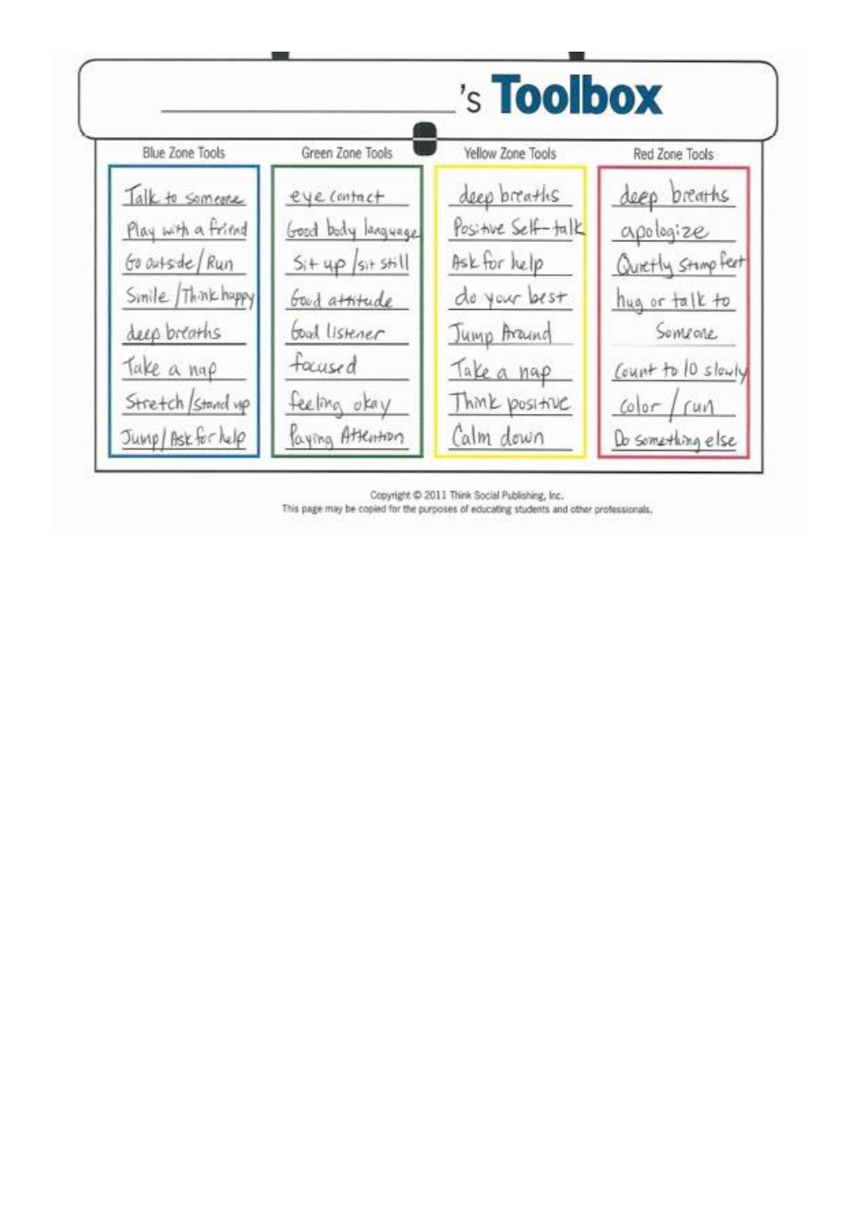# ___________________'s Toolbox

| Blue Zone Tools | Green Zone Tools | Yellow Zone Tools | Red Zone Tools |
| --- | --- | --- | --- |
| Talk to someone | eye contact | deep breaths | deep breaths |
| Play with a friend | Good body language | Positive Self-talk | apologize |
| Go outside / Run | Sit up / sit still | Ask for help | Quietly stomp feet |
| Smile / Think happy | Good attitude | do your best | hug or talk to Someone |
| deep breaths | Good listener | Jump Around | Count to 10 slowly |
| Take a nap | focused | Take a nap | color / run |
| Stretch / Stand up | feeling okay | Think positive | Do something else |
| Jump / Ask for help | Paying Attention | Calm down | |

Copyright © 2011 Think Social Publishing, Inc.
This page may be copied for the purposes of educating students and other professionals.